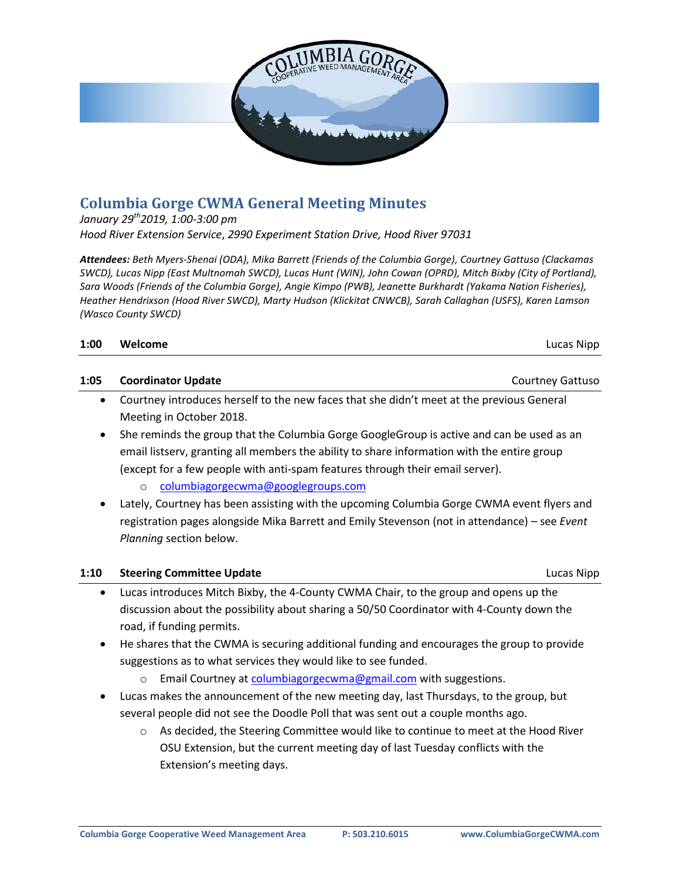# Columbia Gorge CWMA General Meeting Minutes

*January 29th 2019, 1:00-3:00 pm*
*Hood River Extension Service, 2990 Experiment Station Drive, Hood River 97031*

***Attendees:*** *Beth Myers-Shenai (ODA), Mika Barrett (Friends of the Columbia Gorge), Courtney Gattuso (Clackamas SWCD), Lucas Nipp (East Multnomah SWCD), Lucas Hunt (WIN), John Cowan (OPRD), Mitch Bixby (City of Portland), Sara Woods (Friends of the Columbia Gorge), Angie Kimpo (PWB), Jeanette Burkhardt (Yakama Nation Fisheries), Heather Hendrixson (Hood River SWCD), Marty Hudson (Klickitat CNWCB), Sarah Callaghan (USFS), Karen Lamson (Wasco County SWCD)*

## 1:00 Welcome — Lucas Nipp

## 1:05 Coordinator Update — Courtney Gattuso

- Courtney introduces herself to the new faces that she didn't meet at the previous General Meeting in October 2018.
- She reminds the group that the Columbia Gorge GoogleGroup is active and can be used as an email listserv, granting all members the ability to share information with the entire group (except for a few people with anti-spam features through their email server).
  - columbiagorgecwma@googlegroups.com
- Lately, Courtney has been assisting with the upcoming Columbia Gorge CWMA event flyers and registration pages alongside Mika Barrett and Emily Stevenson (not in attendance) – see *Event Planning* section below.

## 1:10 Steering Committee Update — Lucas Nipp

- Lucas introduces Mitch Bixby, the 4-County CWMA Chair, to the group and opens up the discussion about the possibility about sharing a 50/50 Coordinator with 4-County down the road, if funding permits.
- He shares that the CWMA is securing additional funding and encourages the group to provide suggestions as to what services they would like to see funded.
  - Email Courtney at columbiagorgecwma@gmail.com with suggestions.
- Lucas makes the announcement of the new meeting day, last Thursdays, to the group, but several people did not see the Doodle Poll that was sent out a couple months ago.
  - As decided, the Steering Committee would like to continue to meet at the Hood River OSU Extension, but the current meeting day of last Tuesday conflicts with the Extension's meeting days.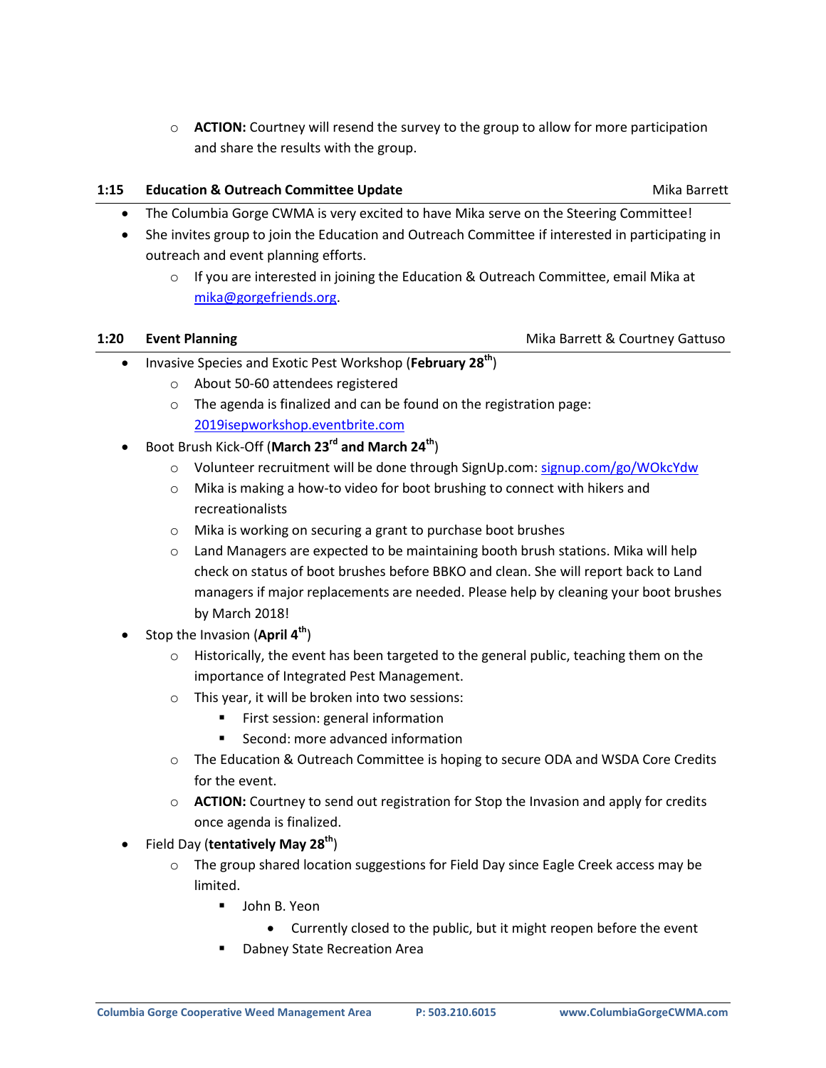- **ACTION:** Courtney will resend the survey to the group to allow for more participation and share the results with the group.

### 1:15 Education & Outreach Committee Update — Mika Barrett

- The Columbia Gorge CWMA is very excited to have Mika serve on the Steering Committee!
- She invites group to join the Education and Outreach Committee if interested in participating in outreach and event planning efforts.
  - If you are interested in joining the Education & Outreach Committee, email Mika at [mika@gorgefriends.org](mailto:mika@gorgefriends.org).

### 1:20 Event Planning — Mika Barrett & Courtney Gattuso

- Invasive Species and Exotic Pest Workshop (**February 28th**)
  - About 50-60 attendees registered
  - The agenda is finalized and can be found on the registration page: [2019isepworkshop.eventbrite.com](http://2019isepworkshop.eventbrite.com)
- Boot Brush Kick-Off (**March 23rd and March 24th**)
  - Volunteer recruitment will be done through SignUp.com: [signup.com/go/WOkcYdw](http://signup.com/go/WOkcYdw)
  - Mika is making a how-to video for boot brushing to connect with hikers and recreationalists
  - Mika is working on securing a grant to purchase boot brushes
  - Land Managers are expected to be maintaining booth brush stations. Mika will help check on status of boot brushes before BBKO and clean. She will report back to Land managers if major replacements are needed. Please help by cleaning your boot brushes by March 2018!
- Stop the Invasion (**April 4th**)
  - Historically, the event has been targeted to the general public, teaching them on the importance of Integrated Pest Management.
  - This year, it will be broken into two sessions:
    - First session: general information
    - Second: more advanced information
  - The Education & Outreach Committee is hoping to secure ODA and WSDA Core Credits for the event.
  - **ACTION:** Courtney to send out registration for Stop the Invasion and apply for credits once agenda is finalized.
- Field Day (**tentatively May 28th**)
  - The group shared location suggestions for Field Day since Eagle Creek access may be limited.
    - John B. Yeon
      - Currently closed to the public, but it might reopen before the event
    - Dabney State Recreation Area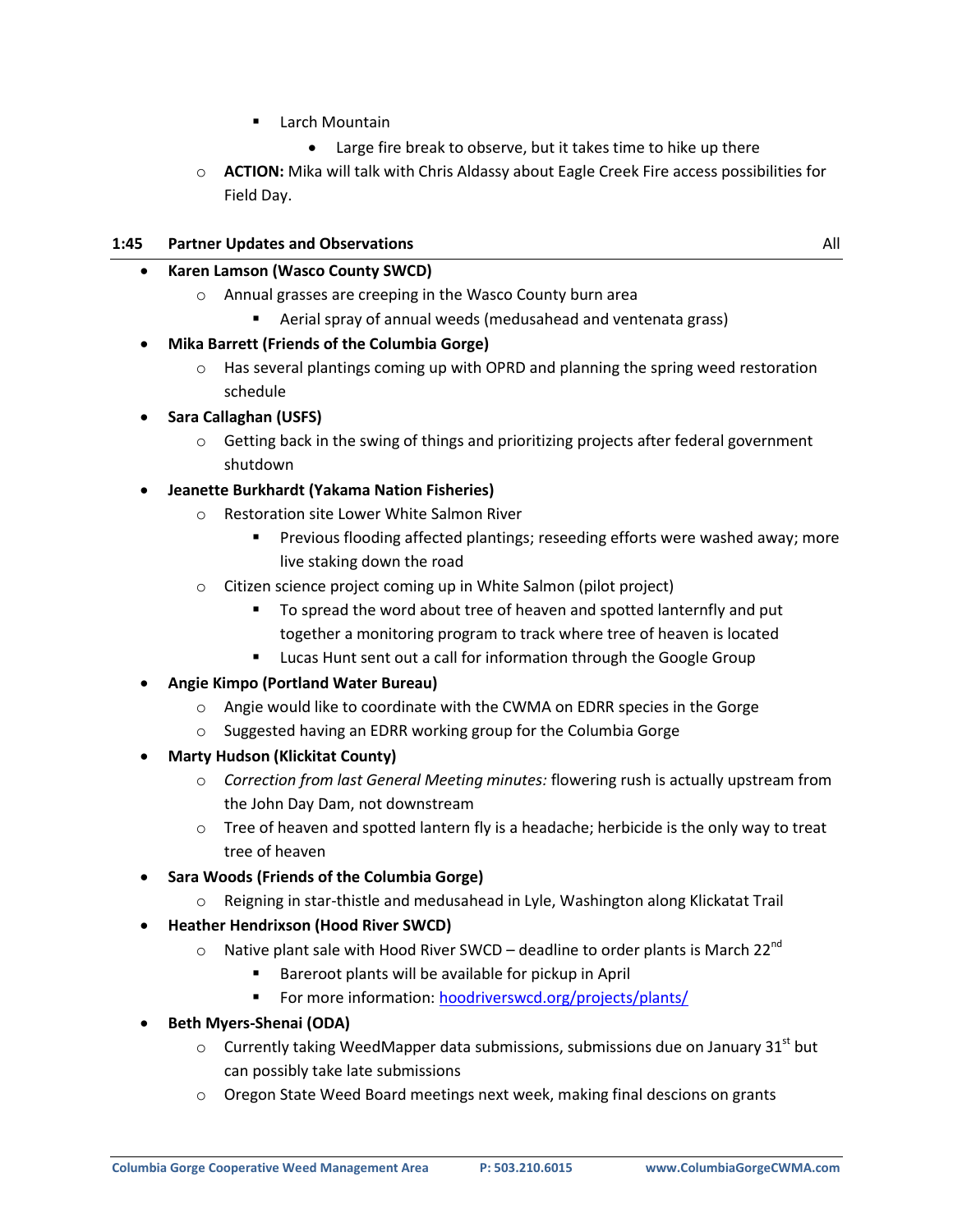- Larch Mountain
            - Large fire break to observe, but it takes time to hike up there
    - **ACTION:** Mika will talk with Chris Aldassy about Eagle Creek Fire access possibilities for Field Day.

**1:45 Partner Updates and Observations** — All

- **Karen Lamson (Wasco County SWCD)**
    - Annual grasses are creeping in the Wasco County burn area
        - Aerial spray of annual weeds (medusahead and ventenata grass)
- **Mika Barrett (Friends of the Columbia Gorge)**
    - Has several plantings coming up with OPRD and planning the spring weed restoration schedule
- **Sara Callaghan (USFS)**
    - Getting back in the swing of things and prioritizing projects after federal government shutdown
- **Jeanette Burkhardt (Yakama Nation Fisheries)**
    - Restoration site Lower White Salmon River
        - Previous flooding affected plantings; reseeding efforts were washed away; more live staking down the road
    - Citizen science project coming up in White Salmon (pilot project)
        - To spread the word about tree of heaven and spotted lanternfly and put together a monitoring program to track where tree of heaven is located
        - Lucas Hunt sent out a call for information through the Google Group
- **Angie Kimpo (Portland Water Bureau)**
    - Angie would like to coordinate with the CWMA on EDRR species in the Gorge
    - Suggested having an EDRR working group for the Columbia Gorge
- **Marty Hudson (Klickitat County)**
    - *Correction from last General Meeting minutes:* flowering rush is actually upstream from the John Day Dam, not downstream
    - Tree of heaven and spotted lantern fly is a headache; herbicide is the only way to treat tree of heaven
- **Sara Woods (Friends of the Columbia Gorge)**
    - Reigning in star-thistle and medusahead in Lyle, Washington along Klickatat Trail
- **Heather Hendrixson (Hood River SWCD)**
    - Native plant sale with Hood River SWCD – deadline to order plants is March 22nd
        - Bareroot plants will be available for pickup in April
        - For more information: [hoodriverswcd.org/projects/plants/](hoodriverswcd.org/projects/plants/)
- **Beth Myers-Shenai (ODA)**
    - Currently taking WeedMapper data submissions, submissions due on January 31st but can possibly take late submissions
    - Oregon State Weed Board meetings next week, making final descions on grants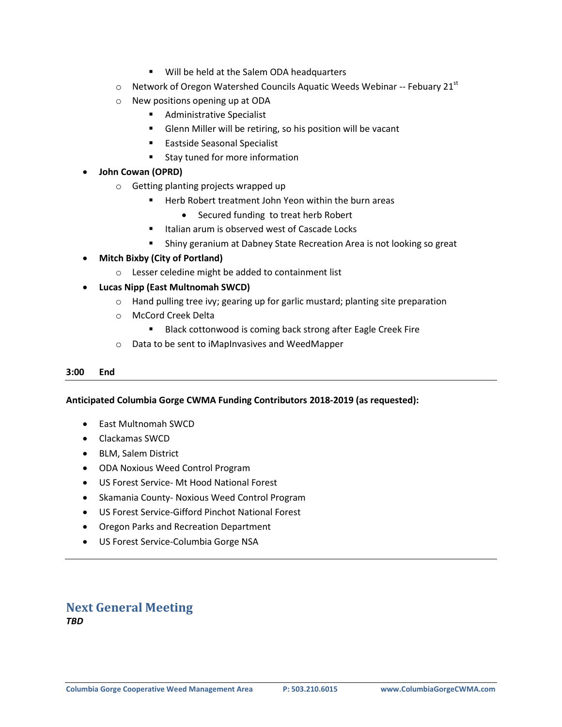- Will be held at the Salem ODA headquarters
    - Network of Oregon Watershed Councils Aquatic Weeds Webinar -- Febuary 21st
    - New positions opening up at ODA
        - Administrative Specialist
        - Glenn Miller will be retiring, so his position will be vacant
        - Eastside Seasonal Specialist
        - Stay tuned for more information
- **John Cowan (OPRD)**
    - Getting planting projects wrapped up
        - Herb Robert treatment John Yeon within the burn areas
            - Secured funding  to treat herb Robert
        - Italian arum is observed west of Cascade Locks
        - Shiny geranium at Dabney State Recreation Area is not looking so great
- **Mitch Bixby (City of Portland)**
    - Lesser celedine might be added to containment list
- **Lucas Nipp (East Multnomah SWCD)**
    - Hand pulling tree ivy; gearing up for garlic mustard; planting site preparation
    - McCord Creek Delta
        - Black cottonwood is coming back strong after Eagle Creek Fire
    - Data to be sent to iMapInvasives and WeedMapper

**3:00 End**

---

**Anticipated Columbia Gorge CWMA Funding Contributors 2018-2019 (as requested):**

- East Multnomah SWCD
- Clackamas SWCD
- BLM, Salem District
- ODA Noxious Weed Control Program
- US Forest Service- Mt Hood National Forest
- Skamania County- Noxious Weed Control Program
- US Forest Service-Gifford Pinchot National Forest
- Oregon Parks and Recreation Department
- US Forest Service-Columbia Gorge NSA

---

## Next General Meeting

***TBD***